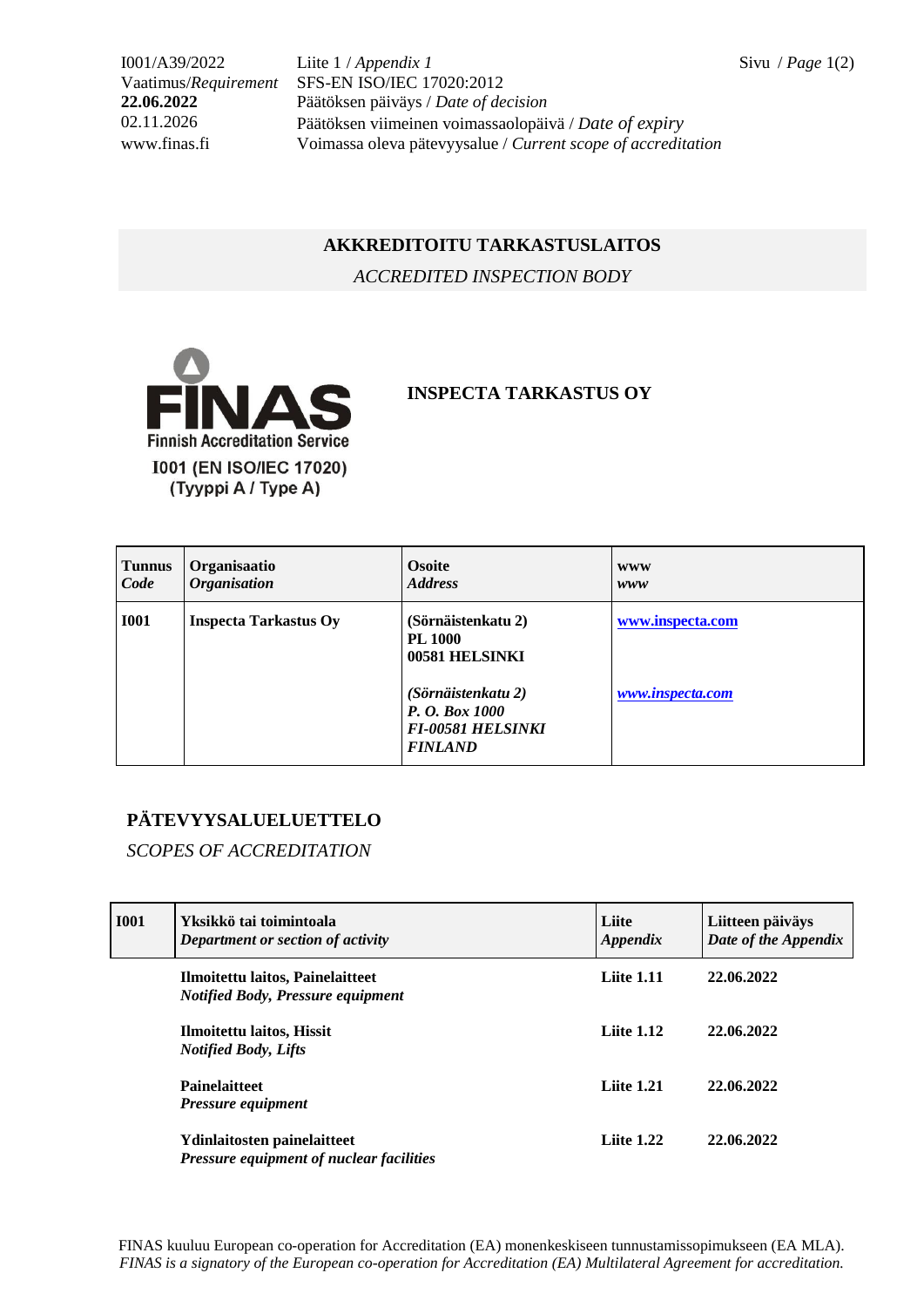I001/A39/2022 Liite 1 / *Appendix 1*
Vaatimus/*Requirement* SFS-EN ISO/IEC 17020:2012
**22.06.2022** Päätöksen päiväys / *Date of decision*
02.11.2026 Päätöksen viimeinen voimassaolopäivä / *Date of expiry*
www.finas.fi Voimassa oleva pätevyysalue / *Current scope of accreditation*

## AKKREDITOITU TARKASTUSLAITOS

*ACCREDITED INSPECTION BODY*

FINAS
Finnish Accreditation Service
I001 (EN ISO/IEC 17020)
(Tyyppi A / Type A)

## INSPECTA TARKASTUS OY

| **Tunnus** *Code* | **Organisaatio** *Organisation* | **Osoite** *Address* | **www** *www* |
|---|---|---|---|
| **I001** | **Inspecta Tarkastus Oy** | **(Sörnäistenkatu 2)** **PL 1000** **00581 HELSINKI** | **www.inspecta.com** |
| | | ***(Sörnäistenkatu 2)*** ***P. O. Box 1000*** ***FI-00581 HELSINKI*** ***FINLAND*** | ***www.inspecta.com*** |

## PÄTEVYYSALUELUETTELO

*SCOPES OF ACCREDITATION*

| **I001** | **Yksikkö tai toimintoala** *Department or section of activity* | **Liite** *Appendix* | **Liitteen päiväys** *Date of the Appendix* |
|---|---|---|---|
| | **Ilmoitettu laitos, Painelaitteet** ***Notified Body, Pressure equipment*** | **Liite 1.11** | **22.06.2022** |
| | **Ilmoitettu laitos, Hissit** ***Notified Body, Lifts*** | **Liite 1.12** | **22.06.2022** |
| | **Painelaitteet** ***Pressure equipment*** | **Liite 1.21** | **22.06.2022** |
| | **Ydinlaitosten painelaitteet** ***Pressure equipment of nuclear facilities*** | **Liite 1.22** | **22.06.2022** |

FINAS kuuluu European co-operation for Accreditation (EA) monenkeskiseen tunnustamissopimukseen (EA MLA).
*FINAS is a signatory of the European co-operation for Accreditation (EA) Multilateral Agreement for accreditation.*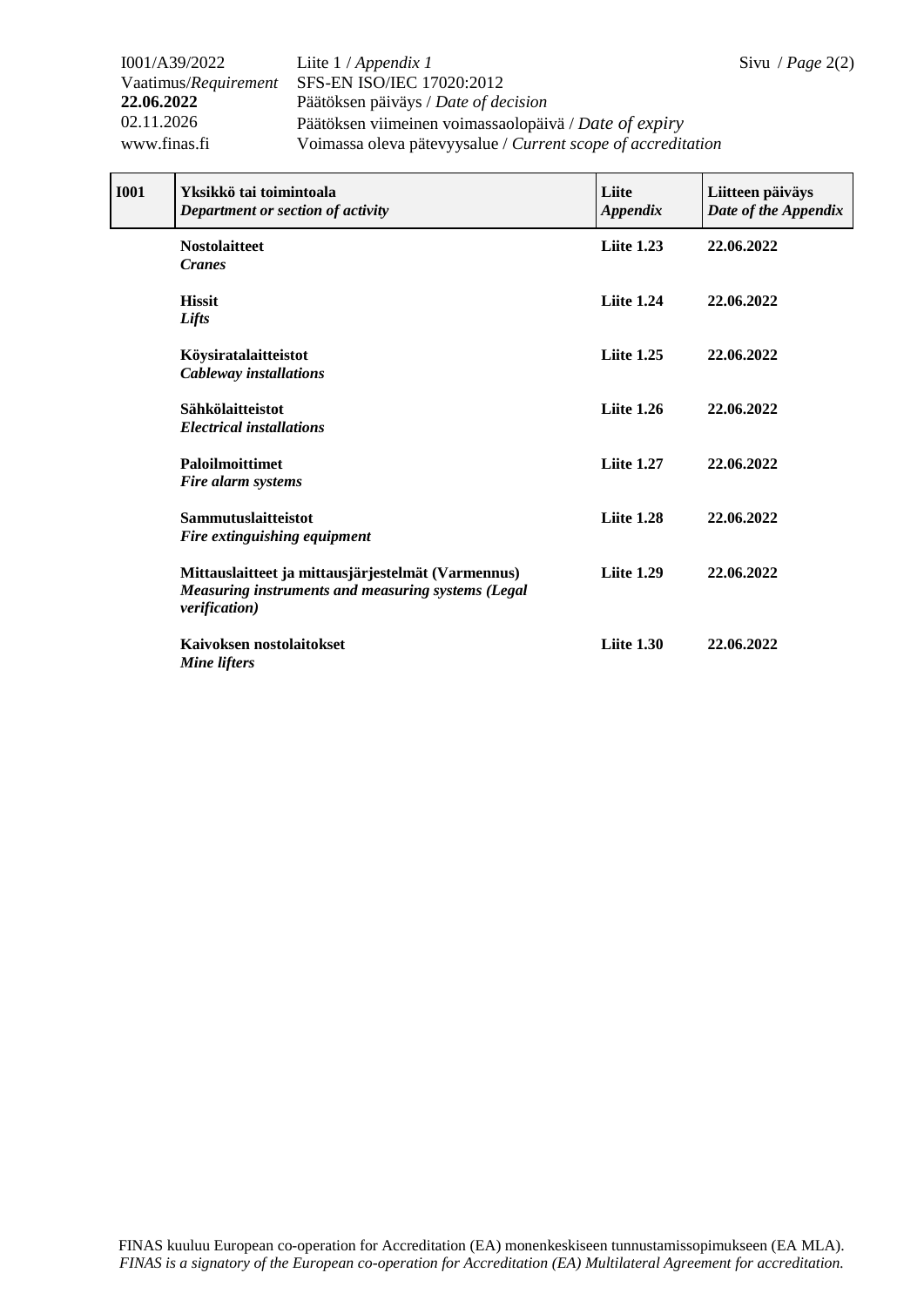| I001 | Yksikkö tai toimintoala<br>*Department or section of activity* | Liite<br>*Appendix* | Liitteen päiväys<br>*Date of the Appendix* |
|---|---|---|---|
| | **Nostolaitteet**<br>***Cranes*** | **Liite 1.23** | **22.06.2022** |
| | **Hissit**<br>***Lifts*** | **Liite 1.24** | **22.06.2022** |
| | **Köysiratalaitteistot**<br>***Cableway installations*** | **Liite 1.25** | **22.06.2022** |
| | **Sähkölaitteistot**<br>***Electrical installations*** | **Liite 1.26** | **22.06.2022** |
| | **Paloilmoittimet**<br>***Fire alarm systems*** | **Liite 1.27** | **22.06.2022** |
| | **Sammutuslaitteistot**<br>***Fire extinguishing equipment*** | **Liite 1.28** | **22.06.2022** |
| | **Mittauslaitteet ja mittausjärjestelmät (Varmennus)**<br>***Measuring instruments and measuring systems (Legal verification)*** | **Liite 1.29** | **22.06.2022** |
| | **Kaivoksen nostolaitokset**<br>***Mine lifters*** | **Liite 1.30** | **22.06.2022** |